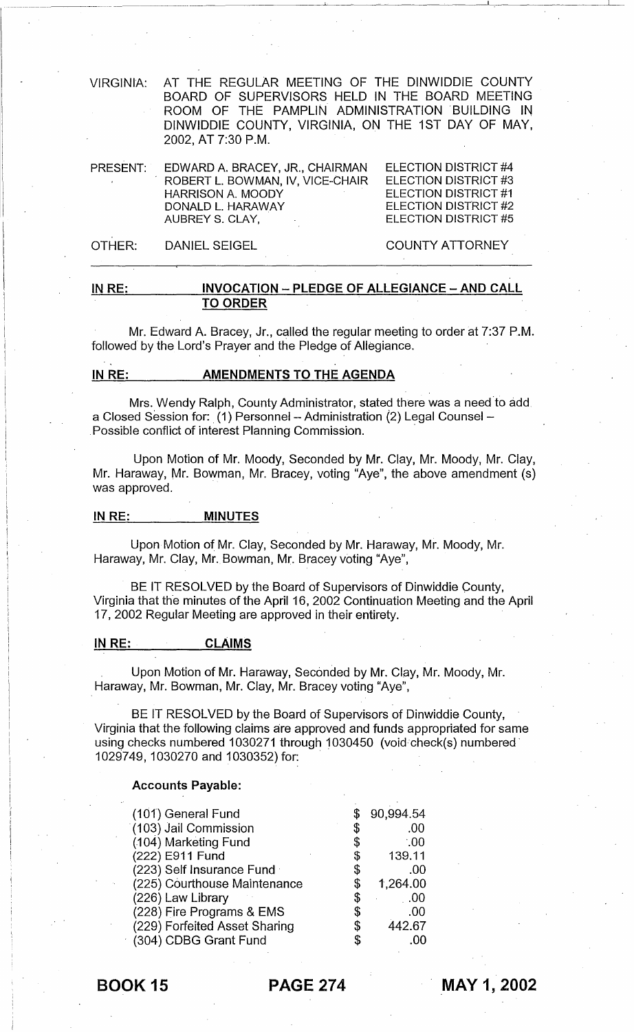VIRGINIA: AT THE REGULAR MEETING OF THE DINWIDDIE COUNTY BOARD OF SUPERVISORS HELD IN THE BOARD MEETING ROOM OF THE PAMPLIN ADMINISTRATION BUILDING IN DINWIDDIE COUNTY, VIRGINIA, ON THE 1ST DAY OF MAY, 2002, AT 7:30 P.M.

| | | |
|---|---|---|
| PRESENT: | EDWARD A. BRACEY, JR., CHAIRMAN | ELECTION DISTRICT #4 |
| | ROBERT L. BOWMAN, IV, VICE-CHAIR | ELECTION DISTRICT #3 |
| | HARRISON A. MOODY | ELECTION DISTRICT #1 |
| | DONALD L. HARAWAY | ELECTION DISTRICT #2 |
| | AUBREY S. CLAY, | ELECTION DISTRICT #5 |
| OTHER: | DANIEL SEIGEL | COUNTY ATTORNEY |

## IN RE: INVOCATION – PLEDGE OF ALLEGIANCE – AND CALL TO ORDER

Mr. Edward A. Bracey, Jr., called the regular meeting to order at 7:37 P.M. followed by the Lord's Prayer and the Pledge of Allegiance.

## IN RE: AMENDMENTS TO THE AGENDA

Mrs. Wendy Ralph, County Administrator, stated there was a need to add a Closed Session for: (1) Personnel – Administration (2) Legal Counsel – Possible conflict of interest Planning Commission.

Upon Motion of Mr. Moody, Seconded by Mr. Clay, Mr. Moody, Mr. Clay, Mr. Haraway, Mr. Bowman, Mr. Bracey, voting "Aye", the above amendment (s) was approved.

## IN RE: MINUTES

Upon Motion of Mr. Clay, Seconded by Mr. Haraway, Mr. Moody, Mr. Haraway, Mr. Clay, Mr. Bowman, Mr. Bracey voting "Aye",

BE IT RESOLVED by the Board of Supervisors of Dinwiddie County, Virginia that the minutes of the April 16, 2002 Continuation Meeting and the April 17, 2002 Regular Meeting are approved in their entirety.

## IN RE: CLAIMS

Upon Motion of Mr. Haraway, Seconded by Mr. Clay, Mr. Moody, Mr. Haraway, Mr. Bowman, Mr. Clay, Mr. Bracey voting "Aye",

BE IT RESOLVED by the Board of Supervisors of Dinwiddie County, Virginia that the following claims are approved and funds appropriated for same using checks numbered 1030271 through 1030450 (void check(s) numbered 1029749, 1030270 and 1030352) for:

**Accounts Payable:**

| | | |
|---|---|---|
| (101) General Fund | $ | 90,994.54 |
| (103) Jail Commission | $ | .00 |
| (104) Marketing Fund | $ | .00 |
| (222) E911 Fund | $ | 139.11 |
| (223) Self Insurance Fund | $ | .00 |
| (225) Courthouse Maintenance | $ | 1,264.00 |
| (226) Law Library | $ | .00 |
| (228) Fire Programs & EMS | $ | .00 |
| (229) Forfeited Asset Sharing | $ | 442.67 |
| (304) CDBG Grant Fund | $ | .00 |

**BOOK 15 PAGE 274 MAY 1, 2002**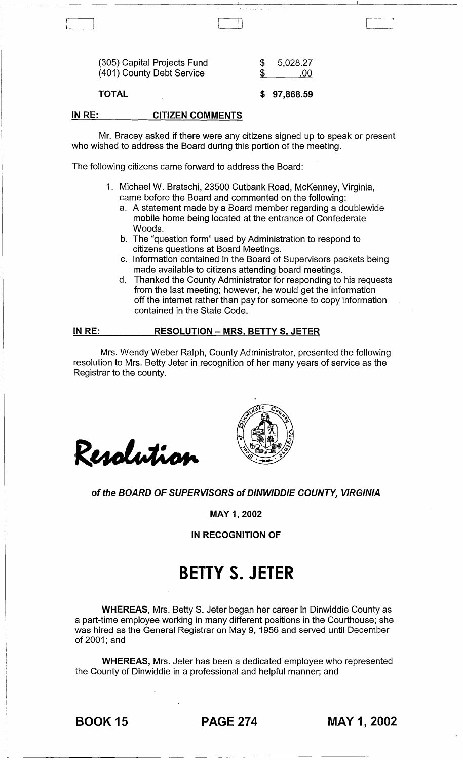| | |
|---|---|
| (305) Capital Projects Fund | $ 5,028.27 |
| (401) County Debt Service | $ .00 |
| **TOTAL** | **$ 97,868.59** |

**IN RE: CITIZEN COMMENTS**

Mr. Bracey asked if there were any citizens signed up to speak or present who wished to address the Board during this portion of the meeting.

The following citizens came forward to address the Board:

1. Michael W. Bratschi, 23500 Cutbank Road, McKenney, Virginia, came before the Board and commented on the following:
   a. A statement made by a Board member regarding a doublewide mobile home being located at the entrance of Confederate Woods.
   b. The "question form" used by Administration to respond to citizens questions at Board Meetings.
   c. Information contained in the Board of Supervisors packets being made available to citizens attending board meetings.
   d. Thanked the County Administrator for responding to his requests from the last meeting; however, he would get the information off the internet rather than pay for someone to copy information contained in the State Code.

**IN RE: RESOLUTION – MRS. BETTY S. JETER**

Mrs. Wendy Weber Ralph, County Administrator, presented the following resolution to Mrs. Betty Jeter in recognition of her many years of service as the Registrar to the county.

*Resolution*

***of the BOARD OF SUPERVISORS of DINWIDDIE COUNTY, VIRGINIA***

**MAY 1, 2002**

**IN RECOGNITION OF**

# BETTY S. JETER

**WHEREAS,** Mrs. Betty S. Jeter began her career in Dinwiddie County as a part-time employee working in many different positions in the Courthouse; she was hired as the General Registrar on May 9, 1956 and served until December of 2001; and

**WHEREAS,** Mrs. Jeter has been a dedicated employee who represented the County of Dinwiddie in a professional and helpful manner; and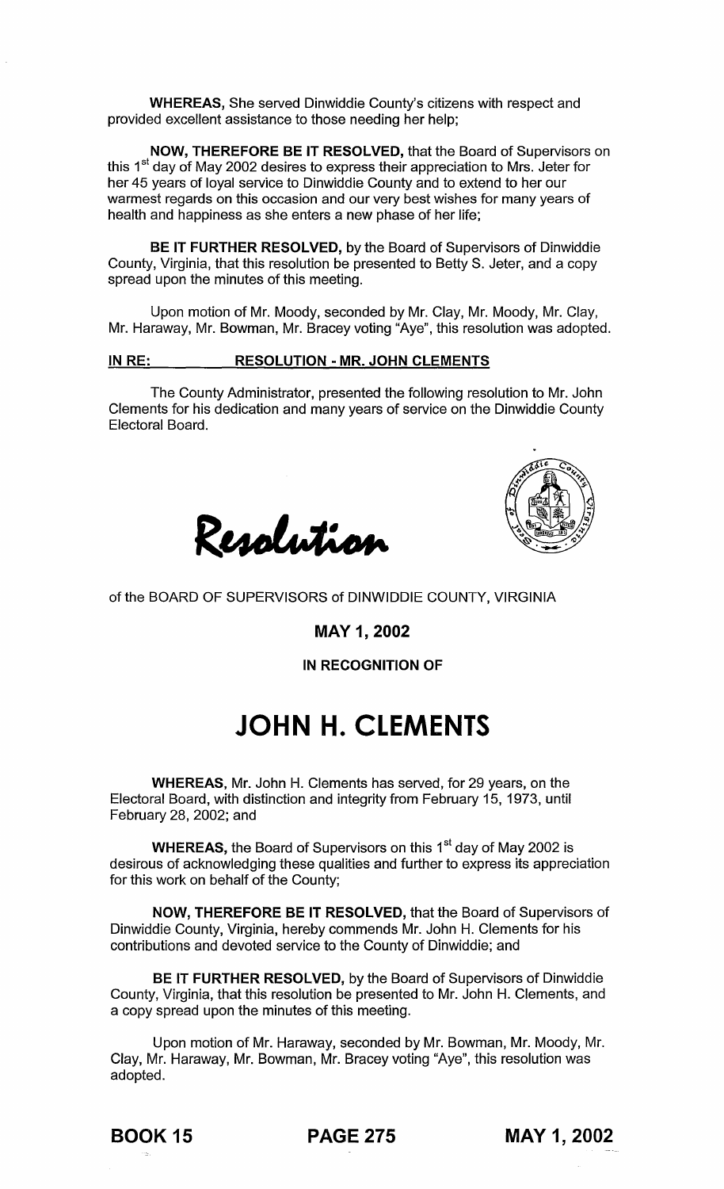**WHEREAS,** She served Dinwiddie County's citizens with respect and provided excellent assistance to those needing her help;

**NOW, THEREFORE BE IT RESOLVED,** that the Board of Supervisors on this 1st day of May 2002 desires to express their appreciation to Mrs. Jeter for her 45 years of loyal service to Dinwiddie County and to extend to her our warmest regards on this occasion and our very best wishes for many years of health and happiness as she enters a new phase of her life;

**BE IT FURTHER RESOLVED,** by the Board of Supervisors of Dinwiddie County, Virginia, that this resolution be presented to Betty S. Jeter, and a copy spread upon the minutes of this meeting.

Upon motion of Mr. Moody, seconded by Mr. Clay, Mr. Moody, Mr. Clay, Mr. Haraway, Mr. Bowman, Mr. Bracey voting "Aye", this resolution was adopted.

**IN RE: RESOLUTION - MR. JOHN CLEMENTS**

The County Administrator, presented the following resolution to Mr. John Clements for his dedication and many years of service on the Dinwiddie County Electoral Board.

# Resolution

of the BOARD OF SUPERVISORS of DINWIDDIE COUNTY, VIRGINIA

**MAY 1, 2002**

**IN RECOGNITION OF**

# JOHN H. CLEMENTS

**WHEREAS,** Mr. John H. Clements has served, for 29 years, on the Electoral Board, with distinction and integrity from February 15, 1973, until February 28, 2002; and

**WHEREAS,** the Board of Supervisors on this 1st day of May 2002 is desirous of acknowledging these qualities and further to express its appreciation for this work on behalf of the County;

**NOW, THEREFORE BE IT RESOLVED,** that the Board of Supervisors of Dinwiddie County, Virginia, hereby commends Mr. John H. Clements for his contributions and devoted service to the County of Dinwiddie; and

**BE IT FURTHER RESOLVED,** by the Board of Supervisors of Dinwiddie County, Virginia, that this resolution be presented to Mr. John H. Clements, and a copy spread upon the minutes of this meeting.

Upon motion of Mr. Haraway, seconded by Mr. Bowman, Mr. Moody, Mr. Clay, Mr. Haraway, Mr. Bowman, Mr. Bracey voting "Aye", this resolution was adopted.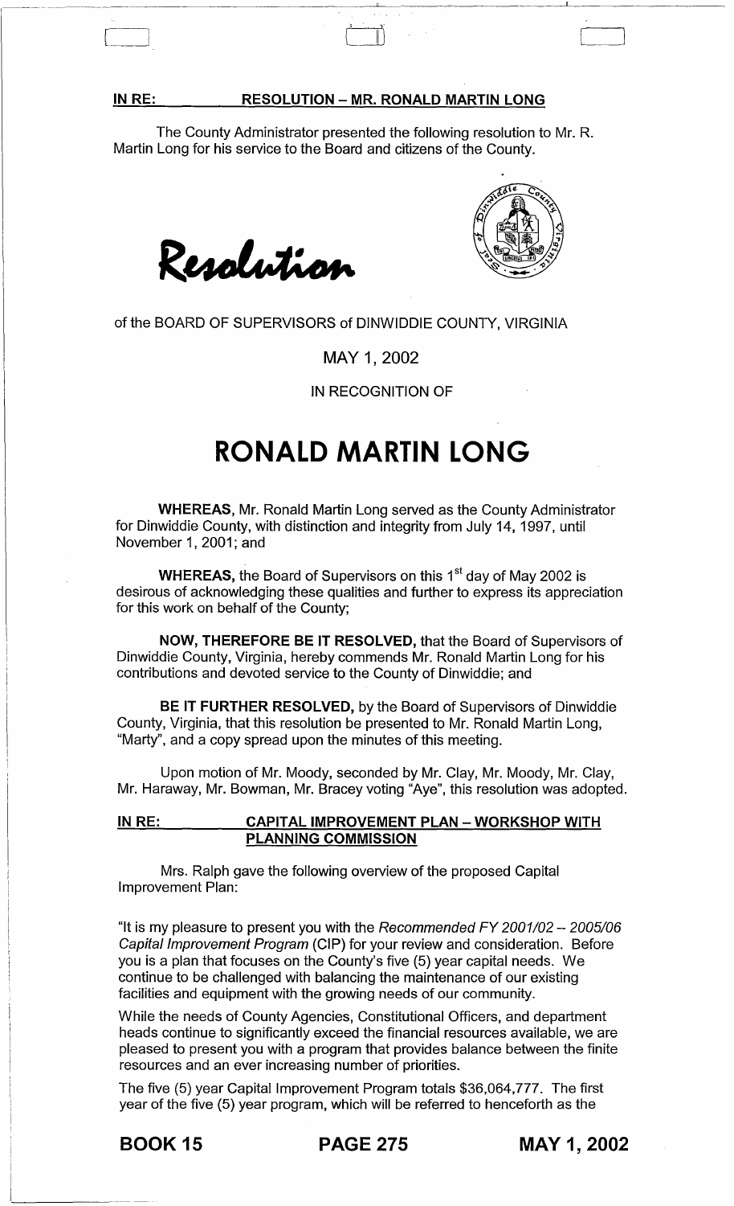**IN RE: RESOLUTION – MR. RONALD MARTIN LONG**

The County Administrator presented the following resolution to Mr. R. Martin Long for his service to the Board and citizens of the County.

# Resolution

of the BOARD OF SUPERVISORS of DINWIDDIE COUNTY, VIRGINIA

MAY 1, 2002

IN RECOGNITION OF

# RONALD MARTIN LONG

**WHEREAS**, Mr. Ronald Martin Long served as the County Administrator for Dinwiddie County, with distinction and integrity from July 14, 1997, until November 1, 2001; and

**WHEREAS,** the Board of Supervisors on this 1st day of May 2002 is desirous of acknowledging these qualities and further to express its appreciation for this work on behalf of the County;

**NOW, THEREFORE BE IT RESOLVED,** that the Board of Supervisors of Dinwiddie County, Virginia, hereby commends Mr. Ronald Martin Long for his contributions and devoted service to the County of Dinwiddie; and

**BE IT FURTHER RESOLVED,** by the Board of Supervisors of Dinwiddie County, Virginia, that this resolution be presented to Mr. Ronald Martin Long, "Marty", and a copy spread upon the minutes of this meeting.

Upon motion of Mr. Moody, seconded by Mr. Clay, Mr. Moody, Mr. Clay, Mr. Haraway, Mr. Bowman, Mr. Bracey voting "Aye", this resolution was adopted.

**IN RE: CAPITAL IMPROVEMENT PLAN – WORKSHOP WITH PLANNING COMMISSION**

Mrs. Ralph gave the following overview of the proposed Capital Improvement Plan:

"It is my pleasure to present you with the *Recommended FY 2001/02 – 2005/06 Capital Improvement Program* (CIP) for your review and consideration. Before you is a plan that focuses on the County's five (5) year capital needs. We continue to be challenged with balancing the maintenance of our existing facilities and equipment with the growing needs of our community.

While the needs of County Agencies, Constitutional Officers, and department heads continue to significantly exceed the financial resources available, we are pleased to present you with a program that provides balance between the finite resources and an ever increasing number of priorities.

The five (5) year Capital Improvement Program totals $36,064,777. The first year of the five (5) year program, which will be referred to henceforth as the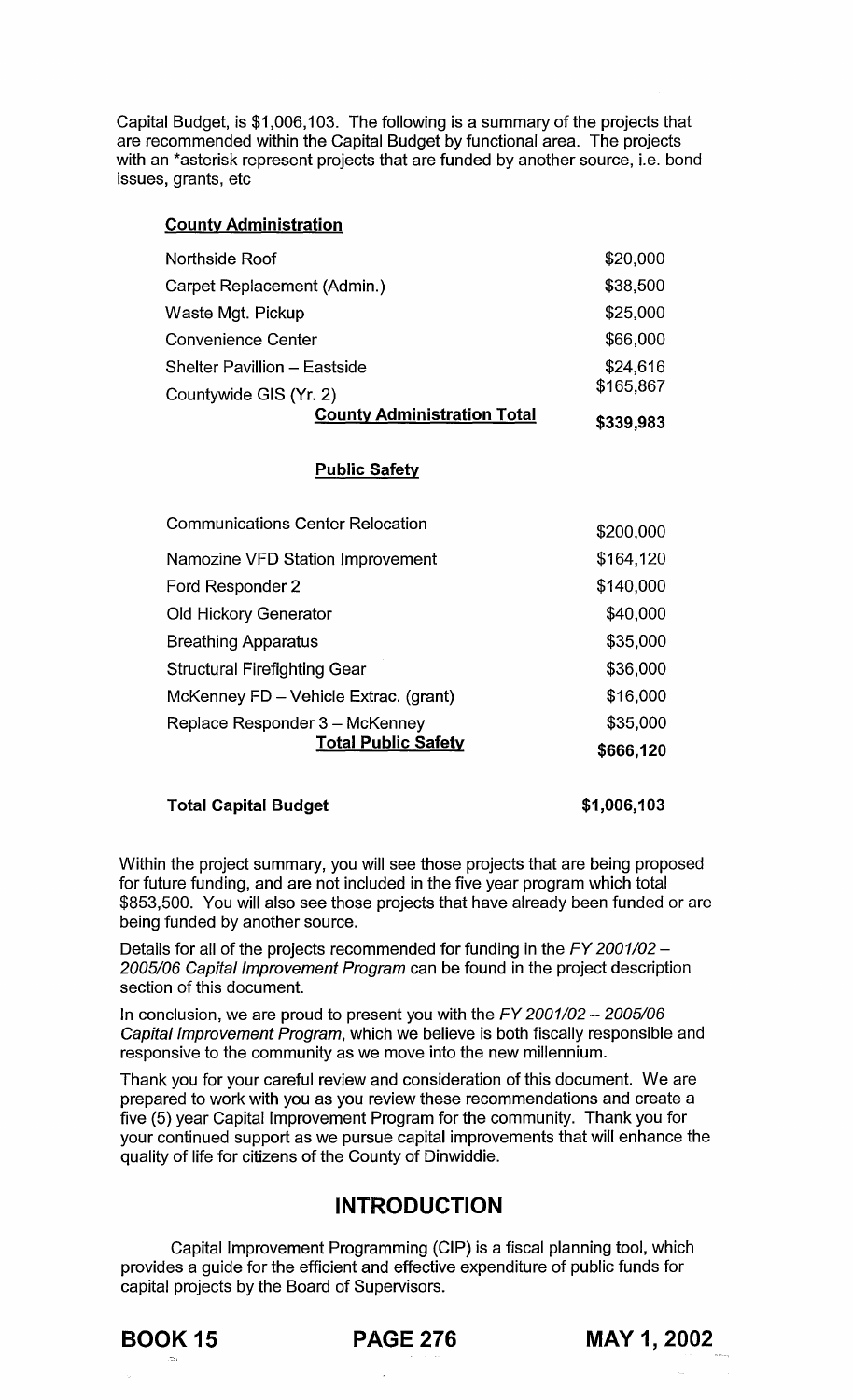Capital Budget, is $1,006,103. The following is a summary of the projects that are recommended within the Capital Budget by functional area. The projects with an *asterisk represent projects that are funded by another source, i.e. bond issues, grants, etc

**County Administration**

| | |
|---|---|
| Northside Roof | $20,000 |
| Carpet Replacement (Admin.) | $38,500 |
| Waste Mgt. Pickup | $25,000 |
| Convenience Center | $66,000 |
| Shelter Pavillion – Eastside | $24,616 |
| Countywide GIS (Yr. 2) | $165,867 |
| **County Administration Total** | **$339,983** |

**Public Safety**

| | |
|---|---|
| Communications Center Relocation | $200,000 |
| Namozine VFD Station Improvement | $164,120 |
| Ford Responder 2 | $140,000 |
| Old Hickory Generator | $40,000 |
| Breathing Apparatus | $35,000 |
| Structural Firefighting Gear | $36,000 |
| McKenney FD – Vehicle Extrac. (grant) | $16,000 |
| Replace Responder 3 – McKenney | $35,000 |
| **Total Public Safety** | **$666,120** |

| | |
|---|---|
| **Total Capital Budget** | **$1,006,103** |

Within the project summary, you will see those projects that are being proposed for future funding, and are not included in the five year program which total $853,500. You will also see those projects that have already been funded or are being funded by another source.

Details for all of the projects recommended for funding in the *FY 2001/02 – 2005/06 Capital Improvement Program* can be found in the project description section of this document.

In conclusion, we are proud to present you with the *FY 2001/02 – 2005/06 Capital Improvement Program*, which we believe is both fiscally responsible and responsive to the community as we move into the new millennium.

Thank you for your careful review and consideration of this document. We are prepared to work with you as you review these recommendations and create a five (5) year Capital Improvement Program for the community. Thank you for your continued support as we pursue capital improvements that will enhance the quality of life for citizens of the County of Dinwiddie.

## INTRODUCTION

Capital Improvement Programming (CIP) is a fiscal planning tool, which provides a guide for the efficient and effective expenditure of public funds for capital projects by the Board of Supervisors.

**BOOK 15** **PAGE 276** **MAY 1, 2002**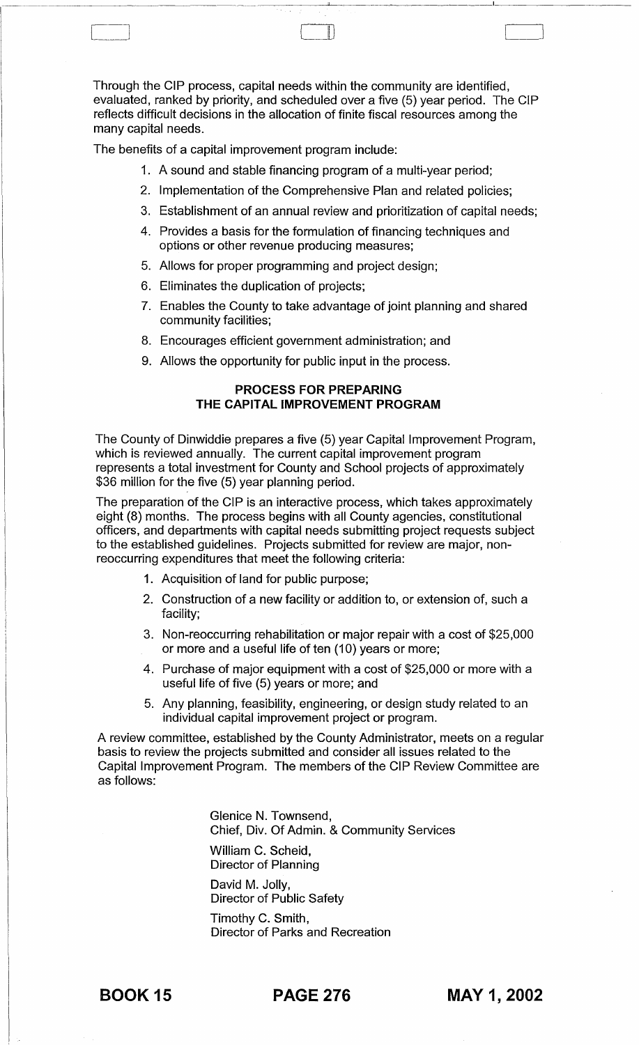Through the CIP process, capital needs within the community are identified, evaluated, ranked by priority, and scheduled over a five (5) year period. The CIP reflects difficult decisions in the allocation of finite fiscal resources among the many capital needs.

The benefits of a capital improvement program include:

1. A sound and stable financing program of a multi-year period;
2. Implementation of the Comprehensive Plan and related policies;
3. Establishment of an annual review and prioritization of capital needs;
4. Provides a basis for the formulation of financing techniques and options or other revenue producing measures;
5. Allows for proper programming and project design;
6. Eliminates the duplication of projects;
7. Enables the County to take advantage of joint planning and shared community facilities;
8. Encourages efficient government administration; and
9. Allows the opportunity for public input in the process.

**PROCESS FOR PREPARING THE CAPITAL IMPROVEMENT PROGRAM**

The County of Dinwiddie prepares a five (5) year Capital Improvement Program, which is reviewed annually. The current capital improvement program represents a total investment for County and School projects of approximately \$36 million for the five (5) year planning period.

The preparation of the CIP is an interactive process, which takes approximately eight (8) months. The process begins with all County agencies, constitutional officers, and departments with capital needs submitting project requests subject to the established guidelines. Projects submitted for review are major, non-reoccurring expenditures that meet the following criteria:

1. Acquisition of land for public purpose;
2. Construction of a new facility or addition to, or extension of, such a facility;
3. Non-reoccurring rehabilitation or major repair with a cost of \$25,000 or more and a useful life of ten (10) years or more;
4. Purchase of major equipment with a cost of \$25,000 or more with a useful life of five (5) years or more; and
5. Any planning, feasibility, engineering, or design study related to an individual capital improvement project or program.

A review committee, established by the County Administrator, meets on a regular basis to review the projects submitted and consider all issues related to the Capital Improvement Program. The members of the CIP Review Committee are as follows:

Glenice N. Townsend,
Chief, Div. Of Admin. & Community Services

William C. Scheid,
Director of Planning

David M. Jolly,
Director of Public Safety

Timothy C. Smith,
Director of Parks and Recreation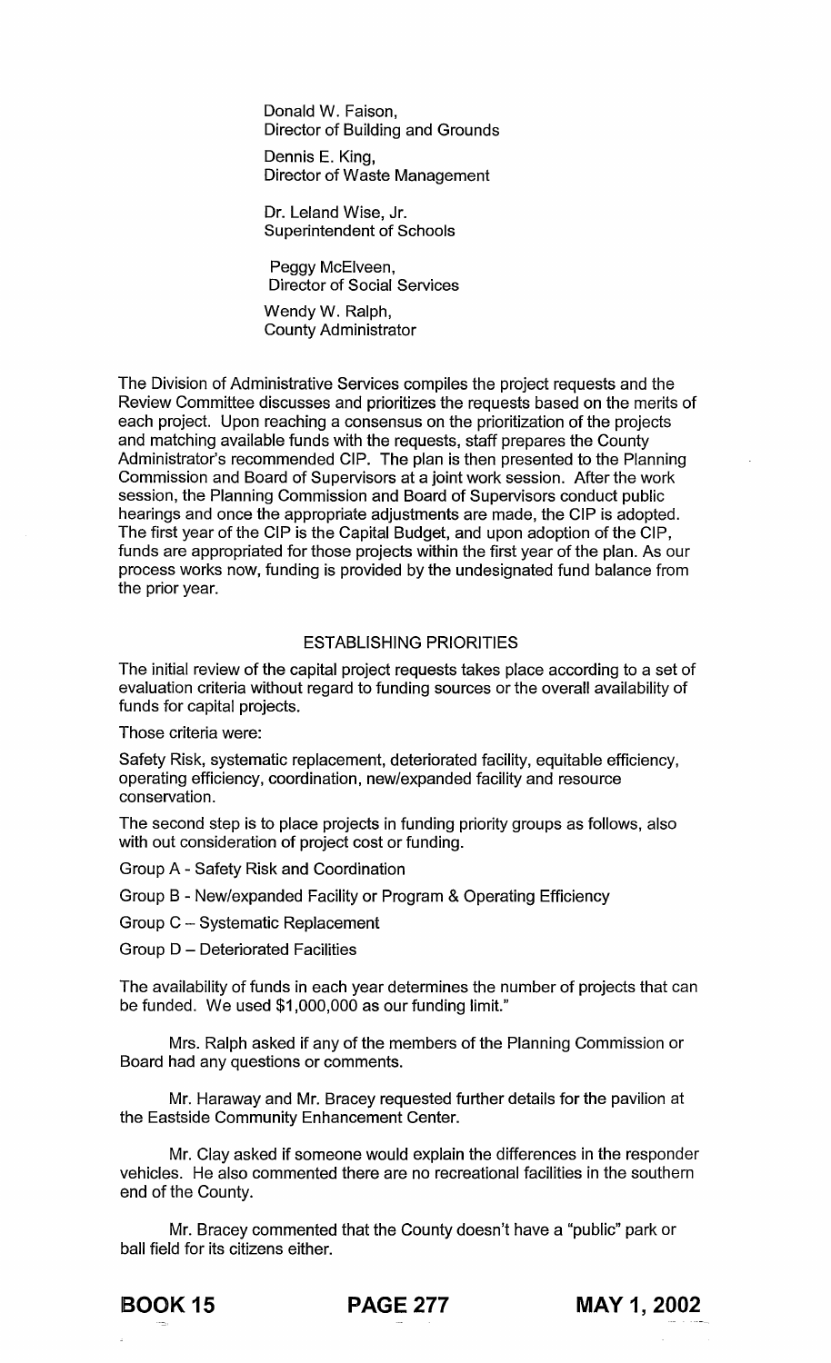Donald W. Faison,
Director of Building and Grounds

Dennis E. King,
Director of Waste Management

Dr. Leland Wise, Jr.
Superintendent of Schools

Peggy McElveen,
Director of Social Services

Wendy W. Ralph,
County Administrator

The Division of Administrative Services compiles the project requests and the Review Committee discusses and prioritizes the requests based on the merits of each project. Upon reaching a consensus on the prioritization of the projects and matching available funds with the requests, staff prepares the County Administrator's recommended CIP. The plan is then presented to the Planning Commission and Board of Supervisors at a joint work session. After the work session, the Planning Commission and Board of Supervisors conduct public hearings and once the appropriate adjustments are made, the CIP is adopted. The first year of the CIP is the Capital Budget, and upon adoption of the CIP, funds are appropriated for those projects within the first year of the plan. As our process works now, funding is provided by the undesignated fund balance from the prior year.

ESTABLISHING PRIORITIES

The initial review of the capital project requests takes place according to a set of evaluation criteria without regard to funding sources or the overall availability of funds for capital projects.

Those criteria were:

Safety Risk, systematic replacement, deteriorated facility, equitable efficiency, operating efficiency, coordination, new/expanded facility and resource conservation.

The second step is to place projects in funding priority groups as follows, also with out consideration of project cost or funding.

Group A - Safety Risk and Coordination

Group B - New/expanded Facility or Program & Operating Efficiency

Group C – Systematic Replacement

Group D – Deteriorated Facilities

The availability of funds in each year determines the number of projects that can be funded. We used $1,000,000 as our funding limit."

Mrs. Ralph asked if any of the members of the Planning Commission or Board had any questions or comments.

Mr. Haraway and Mr. Bracey requested further details for the pavilion at the Eastside Community Enhancement Center.

Mr. Clay asked if someone would explain the differences in the responder vehicles. He also commented there are no recreational facilities in the southern end of the County.

Mr. Bracey commented that the County doesn't have a "public" park or ball field for its citizens either.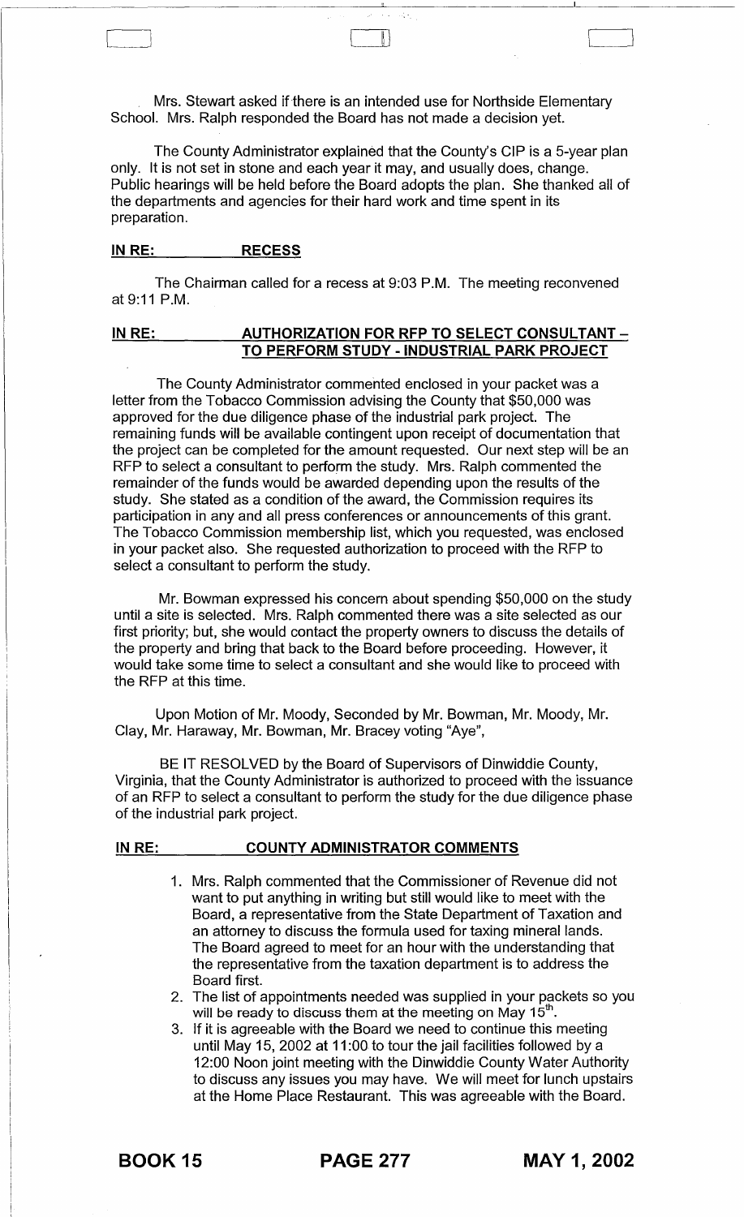Mrs. Stewart asked if there is an intended use for Northside Elementary School. Mrs. Ralph responded the Board has not made a decision yet.

The County Administrator explained that the County's CIP is a 5-year plan only. It is not set in stone and each year it may, and usually does, change. Public hearings will be held before the Board adopts the plan. She thanked all of the departments and agencies for their hard work and time spent in its preparation.

**IN RE: RECESS**

The Chairman called for a recess at 9:03 P.M. The meeting reconvened at 9:11 P.M.

**IN RE: AUTHORIZATION FOR RFP TO SELECT CONSULTANT – TO PERFORM STUDY - INDUSTRIAL PARK PROJECT**

The County Administrator commented enclosed in your packet was a letter from the Tobacco Commission advising the County that $50,000 was approved for the due diligence phase of the industrial park project. The remaining funds will be available contingent upon receipt of documentation that the project can be completed for the amount requested. Our next step will be an RFP to select a consultant to perform the study. Mrs. Ralph commented the remainder of the funds would be awarded depending upon the results of the study. She stated as a condition of the award, the Commission requires its participation in any and all press conferences or announcements of this grant. The Tobacco Commission membership list, which you requested, was enclosed in your packet also. She requested authorization to proceed with the RFP to select a consultant to perform the study.

Mr. Bowman expressed his concern about spending $50,000 on the study until a site is selected. Mrs. Ralph commented there was a site selected as our first priority; but, she would contact the property owners to discuss the details of the property and bring that back to the Board before proceeding. However, it would take some time to select a consultant and she would like to proceed with the RFP at this time.

Upon Motion of Mr. Moody, Seconded by Mr. Bowman, Mr. Moody, Mr. Clay, Mr. Haraway, Mr. Bowman, Mr. Bracey voting "Aye",

BE IT RESOLVED by the Board of Supervisors of Dinwiddie County, Virginia, that the County Administrator is authorized to proceed with the issuance of an RFP to select a consultant to perform the study for the due diligence phase of the industrial park project.

**IN RE: COUNTY ADMINISTRATOR COMMENTS**

1. Mrs. Ralph commented that the Commissioner of Revenue did not want to put anything in writing but still would like to meet with the Board, a representative from the State Department of Taxation and an attorney to discuss the formula used for taxing mineral lands. The Board agreed to meet for an hour with the understanding that the representative from the taxation department is to address the Board first.
2. The list of appointments needed was supplied in your packets so you will be ready to discuss them at the meeting on May 15th.
3. If it is agreeable with the Board we need to continue this meeting until May 15, 2002 at 11:00 to tour the jail facilities followed by a 12:00 Noon joint meeting with the Dinwiddie County Water Authority to discuss any issues you may have. We will meet for lunch upstairs at the Home Place Restaurant. This was agreeable with the Board.

BOOK 15 PAGE 277 MAY 1, 2002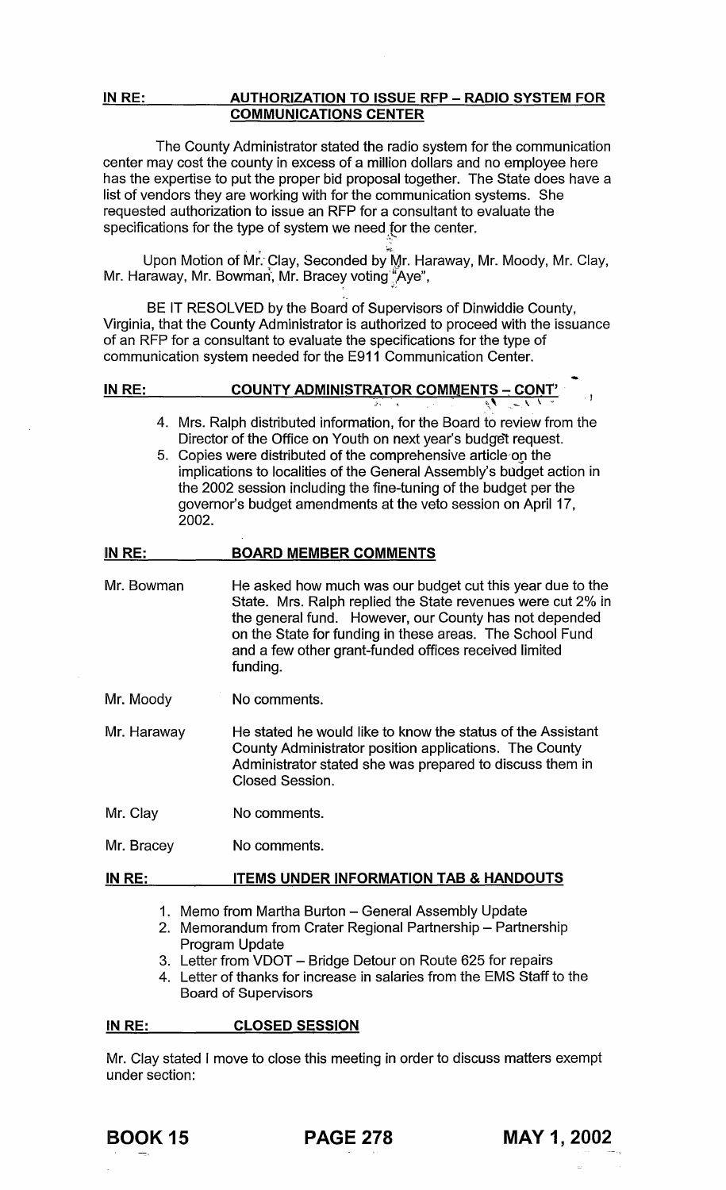**IN RE: AUTHORIZATION TO ISSUE RFP – RADIO SYSTEM FOR COMMUNICATIONS CENTER**

The County Administrator stated the radio system for the communication center may cost the county in excess of a million dollars and no employee here has the expertise to put the proper bid proposal together. The State does have a list of vendors they are working with for the communication systems. She requested authorization to issue an RFP for a consultant to evaluate the specifications for the type of system we need for the center.

Upon Motion of Mr. Clay, Seconded by Mr. Haraway, Mr. Moody, Mr. Clay, Mr. Haraway, Mr. Bowman, Mr. Bracey voting "Aye",

BE IT RESOLVED by the Board of Supervisors of Dinwiddie County, Virginia, that the County Administrator is authorized to proceed with the issuance of an RFP for a consultant to evaluate the specifications for the type of communication system needed for the E911 Communication Center.

**IN RE: COUNTY ADMINISTRATOR COMMENTS – CONT'**

4. Mrs. Ralph distributed information, for the Board to review from the Director of the Office on Youth on next year's budget request.
5. Copies were distributed of the comprehensive article on the implications to localities of the General Assembly's budget action in the 2002 session including the fine-tuning of the budget per the governor's budget amendments at the veto session on April 17, 2002.

**IN RE: BOARD MEMBER COMMENTS**

Mr. Bowman — He asked how much was our budget cut this year due to the State. Mrs. Ralph replied the State revenues were cut 2% in the general fund. However, our County has not depended on the State for funding in these areas. The School Fund and a few other grant-funded offices received limited funding.

Mr. Moody — No comments.

Mr. Haraway — He stated he would like to know the status of the Assistant County Administrator position applications. The County Administrator stated she was prepared to discuss them in Closed Session.

Mr. Clay — No comments.

Mr. Bracey — No comments.

**IN RE: ITEMS UNDER INFORMATION TAB & HANDOUTS**

1. Memo from Martha Burton – General Assembly Update
2. Memorandum from Crater Regional Partnership – Partnership Program Update
3. Letter from VDOT – Bridge Detour on Route 625 for repairs
4. Letter of thanks for increase in salaries from the EMS Staff to the Board of Supervisors

**IN RE: CLOSED SESSION**

Mr. Clay stated I move to close this meeting in order to discuss matters exempt under section:

**BOOK 15 PAGE 278 MAY 1, 2002**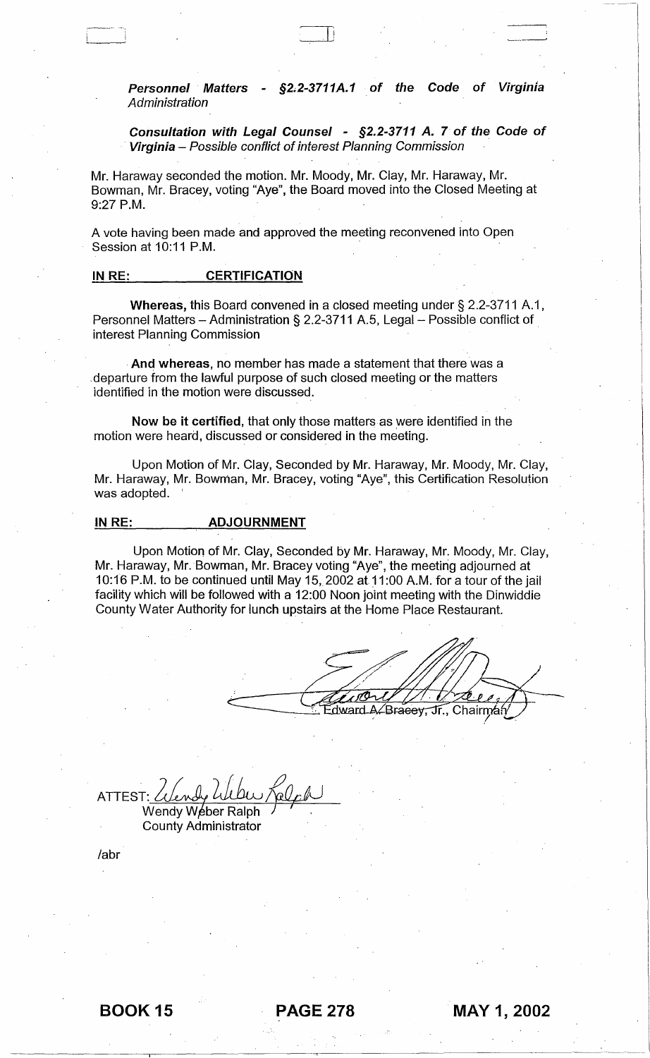***Personnel Matters* - *§2.2-3711A.1 of the Code of Virginia*** *Administration*

***Consultation with Legal Counsel* - *§2.2-3711 A. 7 of the Code of Virginia*** – *Possible conflict of interest Planning Commission*

Mr. Haraway seconded the motion. Mr. Moody, Mr. Clay, Mr. Haraway, Mr. Bowman, Mr. Bracey, voting "Aye", the Board moved into the Closed Meeting at 9:27 P.M.

A vote having been made and approved the meeting reconvened into Open Session at 10:11 P.M.

**IN RE: CERTIFICATION**

**Whereas,** this Board convened in a closed meeting under § 2.2-3711 A.1, Personnel Matters – Administration § 2.2-3711 A.5, Legal – Possible conflict of interest Planning Commission

**And whereas,** no member has made a statement that there was a departure from the lawful purpose of such closed meeting or the matters identified in the motion were discussed.

**Now be it certified,** that only those matters as were identified in the motion were heard, discussed or considered in the meeting.

Upon Motion of Mr. Clay, Seconded by Mr. Haraway, Mr. Moody, Mr. Clay, Mr. Haraway, Mr. Bowman, Mr. Bracey, voting "Aye", this Certification Resolution was adopted.

**IN RE: ADJOURNMENT**

Upon Motion of Mr. Clay, Seconded by Mr. Haraway, Mr. Moody, Mr. Clay, Mr. Haraway, Mr. Bowman, Mr. Bracey voting "Aye", the meeting adjourned at 10:16 P.M. to be continued until May 15, 2002 at 11:00 A.M. for a tour of the jail facility which will be followed with a 12:00 Noon joint meeting with the Dinwiddie County Water Authority for lunch upstairs at the Home Place Restaurant.

Edward A. Bracey, Jr., Chairman

ATTEST: Wendy Weber Ralph
Wendy Weber Ralph
County Administrator

/abr

**BOOK 15** **PAGE 278** **MAY 1, 2002**